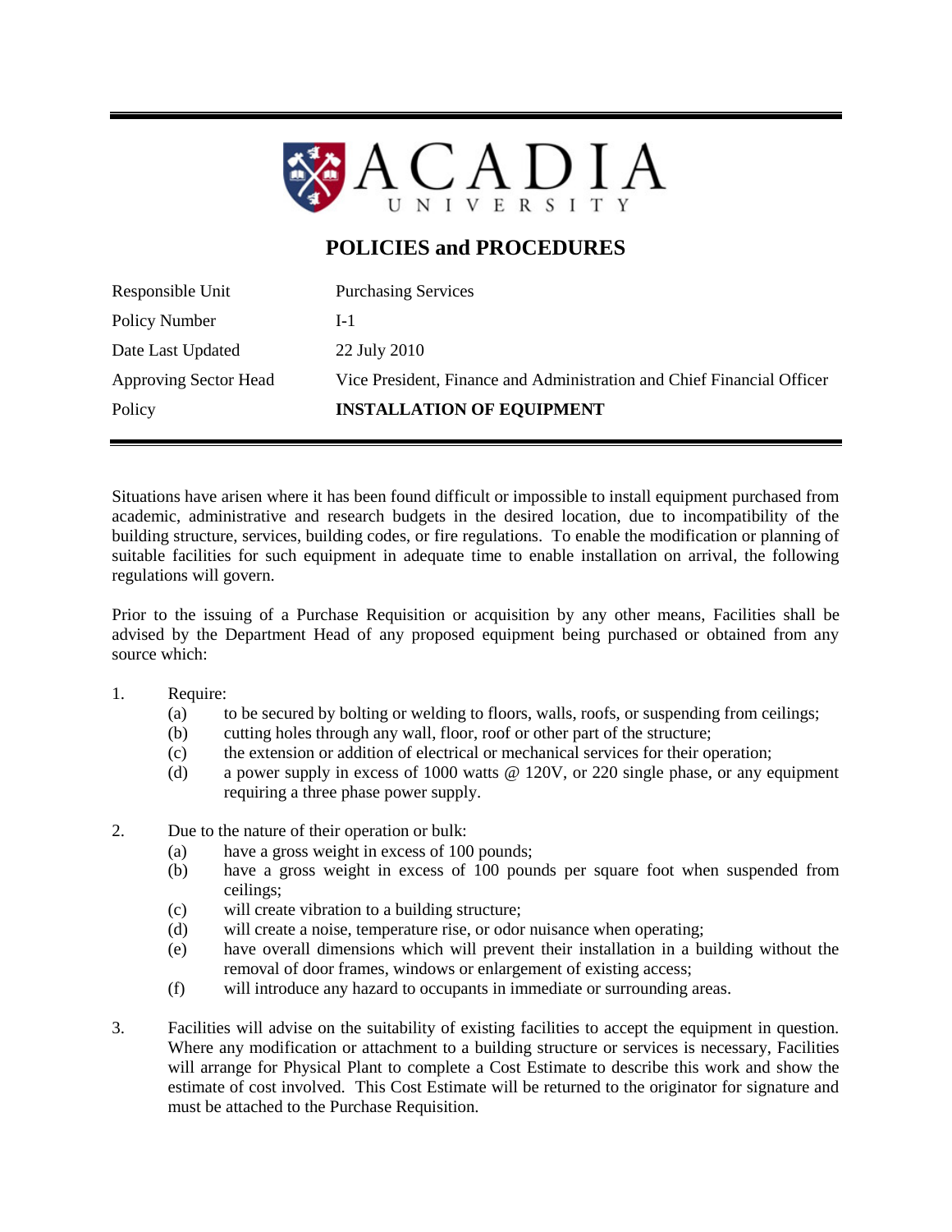# ACADIA UNIVERSITY

## POLICIES and PROCEDURES

| | |
|---|---|
| Responsible Unit | Purchasing Services |
| Policy Number | I-1 |
| Date Last Updated | 22 July 2010 |
| Approving Sector Head | Vice President, Finance and Administration and Chief Financial Officer |
| Policy | **INSTALLATION OF EQUIPMENT** |

Situations have arisen where it has been found difficult or impossible to install equipment purchased from academic, administrative and research budgets in the desired location, due to incompatibility of the building structure, services, building codes, or fire regulations. To enable the modification or planning of suitable facilities for such equipment in adequate time to enable installation on arrival, the following regulations will govern.

Prior to the issuing of a Purchase Requisition or acquisition by any other means, Facilities shall be advised by the Department Head of any proposed equipment being purchased or obtained from any source which:

1. Require:
   - (a) to be secured by bolting or welding to floors, walls, roofs, or suspending from ceilings;
   - (b) cutting holes through any wall, floor, roof or other part of the structure;
   - (c) the extension or addition of electrical or mechanical services for their operation;
   - (d) a power supply in excess of 1000 watts @ 120V, or 220 single phase, or any equipment requiring a three phase power supply.

2. Due to the nature of their operation or bulk:
   - (a) have a gross weight in excess of 100 pounds;
   - (b) have a gross weight in excess of 100 pounds per square foot when suspended from ceilings;
   - (c) will create vibration to a building structure;
   - (d) will create a noise, temperature rise, or odor nuisance when operating;
   - (e) have overall dimensions which will prevent their installation in a building without the removal of door frames, windows or enlargement of existing access;
   - (f) will introduce any hazard to occupants in immediate or surrounding areas.

3. Facilities will advise on the suitability of existing facilities to accept the equipment in question. Where any modification or attachment to a building structure or services is necessary, Facilities will arrange for Physical Plant to complete a Cost Estimate to describe this work and show the estimate of cost involved. This Cost Estimate will be returned to the originator for signature and must be attached to the Purchase Requisition.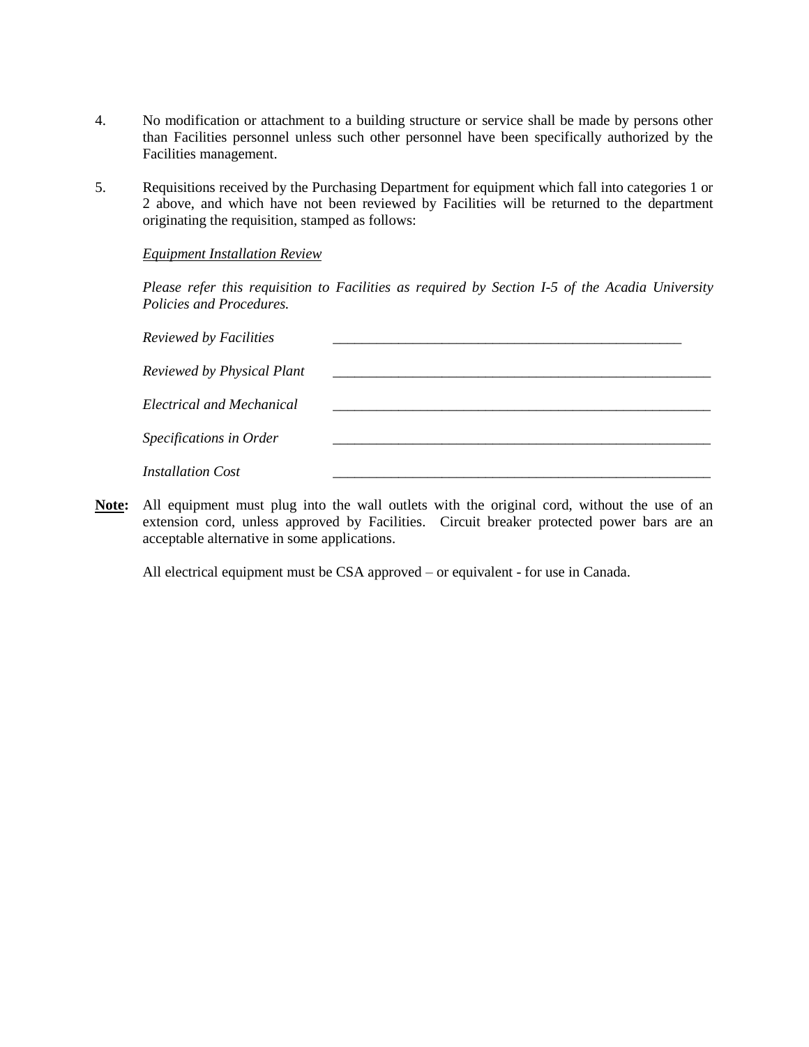4. No modification or attachment to a building structure or service shall be made by persons other than Facilities personnel unless such other personnel have been specifically authorized by the Facilities management.

5. Requisitions received by the Purchasing Department for equipment which fall into categories 1 or 2 above, and which have not been reviewed by Facilities will be returned to the department originating the requisition, stamped as follows:

   *Equipment Installation Review*

   *Please refer this requisition to Facilities as required by Section I-5 of the Acadia University Policies and Procedures.*

   *Reviewed by Facilities* \_\_\_\_\_\_\_\_\_\_\_\_\_\_\_\_\_\_\_\_\_\_\_\_\_\_\_\_\_\_\_\_\_\_\_\_\_\_\_\_\_\_\_\_\_\_\_\_\_\_

   *Reviewed by Physical Plant* \_\_\_\_\_\_\_\_\_\_\_\_\_\_\_\_\_\_\_\_\_\_\_\_\_\_\_\_\_\_\_\_\_\_\_\_\_\_\_\_\_\_\_\_\_\_\_\_\_\_

   *Electrical and Mechanical* \_\_\_\_\_\_\_\_\_\_\_\_\_\_\_\_\_\_\_\_\_\_\_\_\_\_\_\_\_\_\_\_\_\_\_\_\_\_\_\_\_\_\_\_\_\_\_\_\_\_

   *Specifications in Order* \_\_\_\_\_\_\_\_\_\_\_\_\_\_\_\_\_\_\_\_\_\_\_\_\_\_\_\_\_\_\_\_\_\_\_\_\_\_\_\_\_\_\_\_\_\_\_\_\_\_

   *Installation Cost* \_\_\_\_\_\_\_\_\_\_\_\_\_\_\_\_\_\_\_\_\_\_\_\_\_\_\_\_\_\_\_\_\_\_\_\_\_\_\_\_\_\_\_\_\_\_\_\_\_\_

**Note:** All equipment must plug into the wall outlets with the original cord, without the use of an extension cord, unless approved by Facilities. Circuit breaker protected power bars are an acceptable alternative in some applications.

All electrical equipment must be CSA approved – or equivalent - for use in Canada.